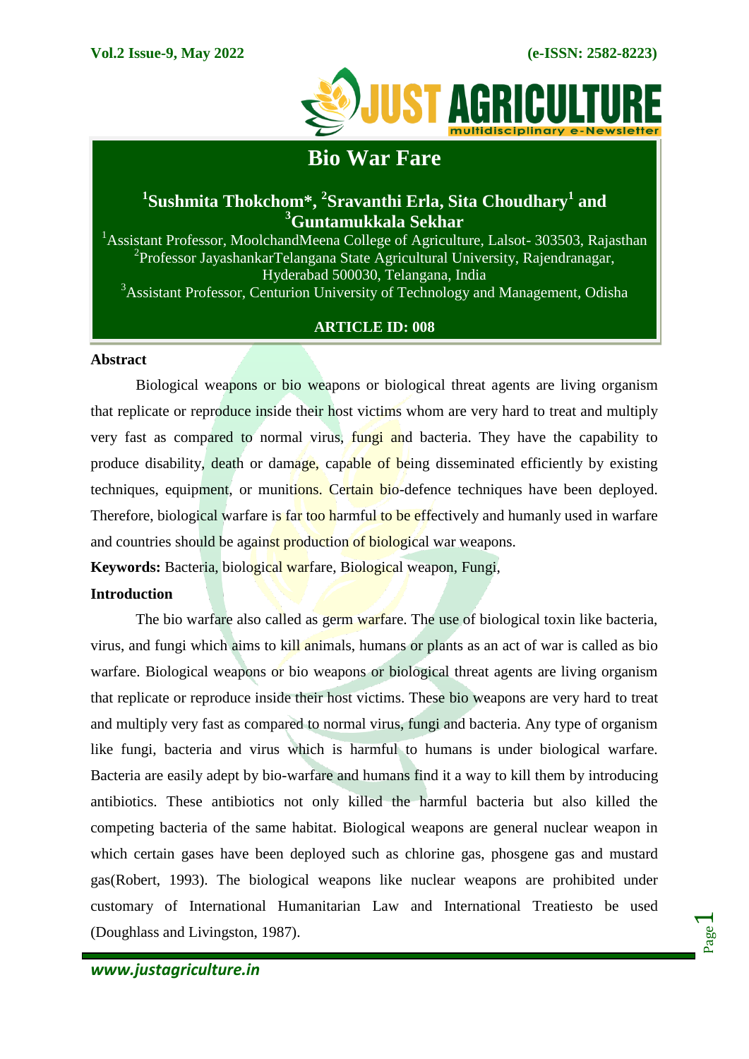# Bio War Fare

**[1]Sushmita Thokchom*, [2]Sravanthi Erla, Sita Choudhary[1] and [3]Guntamukkala Sekhar**

[1]Assistant Professor, MoolchandMeena College of Agriculture, Lalsot- 303503, Rajasthan
[2]Professor JayashankarTelangana State Agricultural University, Rajendranagar, Hyderabad 500030, Telangana, India
[3]Assistant Professor, Centurion University of Technology and Management, Odisha

**ARTICLE ID: 008**

## Abstract

Biological weapons or bio weapons or biological threat agents are living organism that replicate or reproduce inside their host victims whom are very hard to treat and multiply very fast as compared to normal virus, fungi and bacteria. They have the capability to produce disability, death or damage, capable of being disseminated efficiently by existing techniques, equipment, or munitions. Certain bio-defence techniques have been deployed. Therefore, biological warfare is far too harmful to be effectively and humanly used in warfare and countries should be against production of biological war weapons.

**Keywords:** Bacteria, biological warfare, Biological weapon, Fungi,

## Introduction

The bio warfare also called as germ warfare. The use of biological toxin like bacteria, virus, and fungi which aims to kill animals, humans or plants as an act of war is called as bio warfare. Biological weapons or bio weapons or biological threat agents are living organism that replicate or reproduce inside their host victims. These bio weapons are very hard to treat and multiply very fast as compared to normal virus, fungi and bacteria. Any type of organism like fungi, bacteria and virus which is harmful to humans is under biological warfare. Bacteria are easily adept by bio-warfare and humans find it a way to kill them by introducing antibiotics. These antibiotics not only killed the harmful bacteria but also killed the competing bacteria of the same habitat. Biological weapons are general nuclear weapon in which certain gases have been deployed such as chlorine gas, phosgene gas and mustard gas(Robert, 1993). The biological weapons like nuclear weapons are prohibited under customary of International Humanitarian Law and International Treatiesto be used (Doughlass and Livingston, 1987).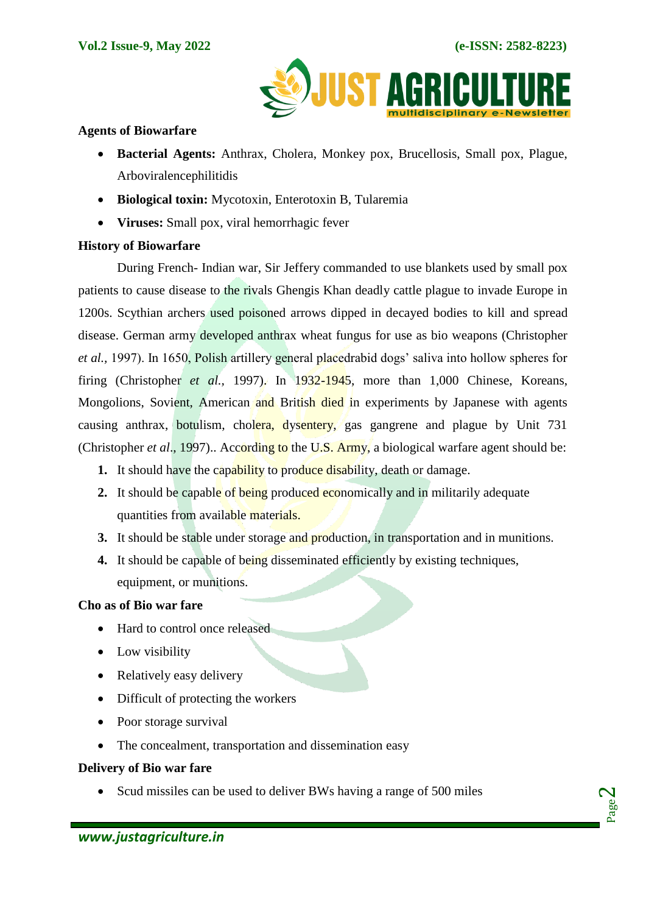**Agents of Biowarfare**

- **Bacterial Agents:** Anthrax, Cholera, Monkey pox, Brucellosis, Small pox, Plague, Arboviralencephilitidis
- **Biological toxin:** Mycotoxin, Enterotoxin B, Tularemia
- **Viruses:** Small pox, viral hemorrhagic fever

**History of Biowarfare**

During French- Indian war, Sir Jeffery commanded to use blankets used by small pox patients to cause disease to the rivals Ghengis Khan deadly cattle plague to invade Europe in 1200s. Scythian archers used poisoned arrows dipped in decayed bodies to kill and spread disease. German army developed anthrax wheat fungus for use as bio weapons (Christopher *et al.*, 1997). In 1650, Polish artillery general placedrabid dogs' saliva into hollow spheres for firing (Christopher *et al.*, 1997). In 1932-1945, more than 1,000 Chinese, Koreans, Mongolions, Sovient, American and British died in experiments by Japanese with agents causing anthrax, botulism, cholera, dysentery, gas gangrene and plague by Unit 731 (Christopher *et al*., 1997).. According to the U.S. Army, a biological warfare agent should be:

1. It should have the capability to produce disability, death or damage.
2. It should be capable of being produced economically and in militarily adequate quantities from available materials.
3. It should be stable under storage and production, in transportation and in munitions.
4. It should be capable of being disseminated efficiently by existing techniques, equipment, or munitions.

**Cho as of Bio war fare**

- Hard to control once released
- Low visibility
- Relatively easy delivery
- Difficult of protecting the workers
- Poor storage survival
- The concealment, transportation and dissemination easy

**Delivery of Bio war fare**

- Scud missiles can be used to deliver BWs having a range of 500 miles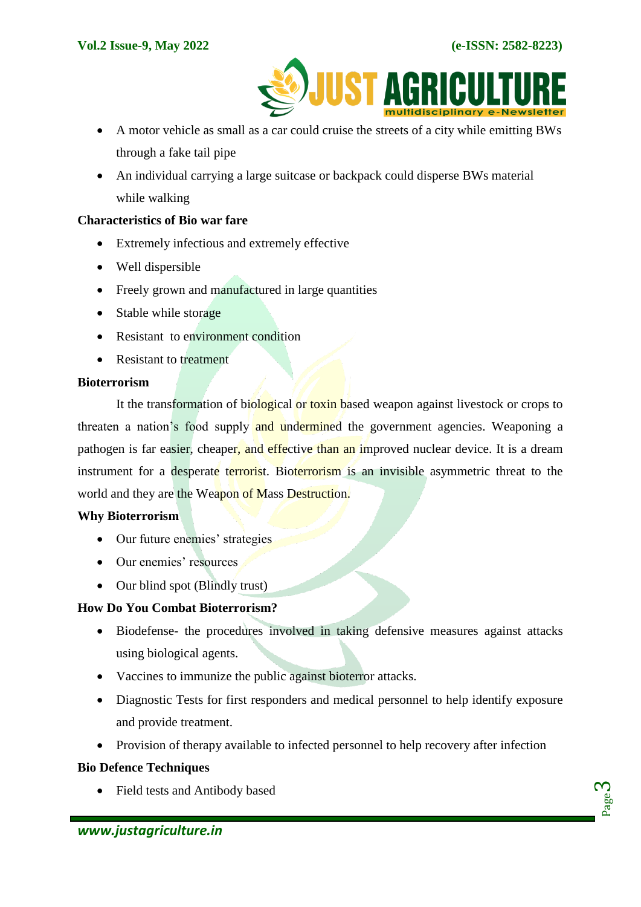- A motor vehicle as small as a car could cruise the streets of a city while emitting BWs through a fake tail pipe
- An individual carrying a large suitcase or backpack could disperse BWs material while walking

**Characteristics of Bio war fare**

- Extremely infectious and extremely effective
- Well dispersible
- Freely grown and manufactured in large quantities
- Stable while storage
- Resistant to environment condition
- Resistant to treatment

**Bioterrorism**

It the transformation of biological or toxin based weapon against livestock or crops to threaten a nation's food supply and undermined the government agencies. Weaponing a pathogen is far easier, cheaper, and effective than an improved nuclear device. It is a dream instrument for a desperate terrorist. Bioterrorism is an invisible asymmetric threat to the world and they are the Weapon of Mass Destruction.

**Why Bioterrorism**

- Our future enemies' strategies
- Our enemies' resources
- Our blind spot (Blindly trust)

**How Do You Combat Bioterrorism?**

- Biodefense- the procedures involved in taking defensive measures against attacks using biological agents.
- Vaccines to immunize the public against bioterror attacks.
- Diagnostic Tests for first responders and medical personnel to help identify exposure and provide treatment.
- Provision of therapy available to infected personnel to help recovery after infection

**Bio Defence Techniques**

- Field tests and Antibody based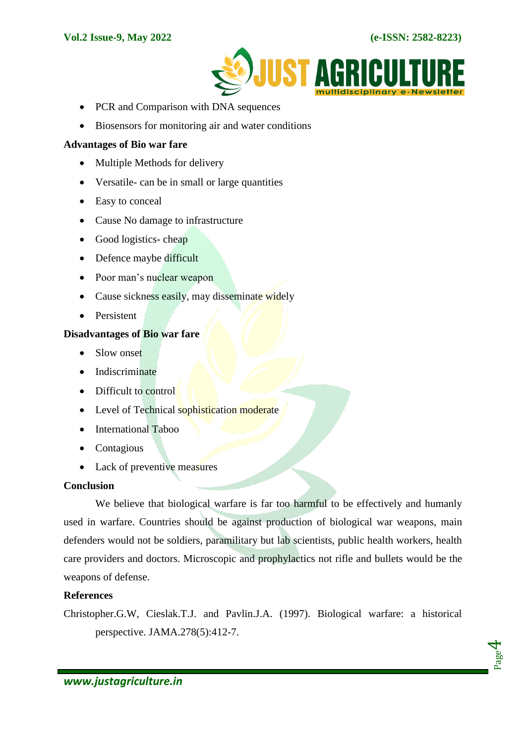- PCR and Comparison with DNA sequences
- Biosensors for monitoring air and water conditions

**Advantages of Bio war fare**

- Multiple Methods for delivery
- Versatile- can be in small or large quantities
- Easy to conceal
- Cause No damage to infrastructure
- Good logistics- cheap
- Defence maybe difficult
- Poor man's nuclear weapon
- Cause sickness easily, may disseminate widely
- Persistent

**Disadvantages of Bio war fare**

- Slow onset
- Indiscriminate
- Difficult to control
- Level of Technical sophistication moderate
- International Taboo
- Contagious
- Lack of preventive measures

**Conclusion**

We believe that biological warfare is far too harmful to be effectively and humanly used in warfare. Countries should be against production of biological war weapons, main defenders would not be soldiers, paramilitary but lab scientists, public health workers, health care providers and doctors. Microscopic and prophylactics not rifle and bullets would be the weapons of defense.

**References**

Christopher.G.W, Cieslak.T.J. and Pavlin.J.A. (1997). Biological warfare: a historical perspective. JAMA.278(5):412-7.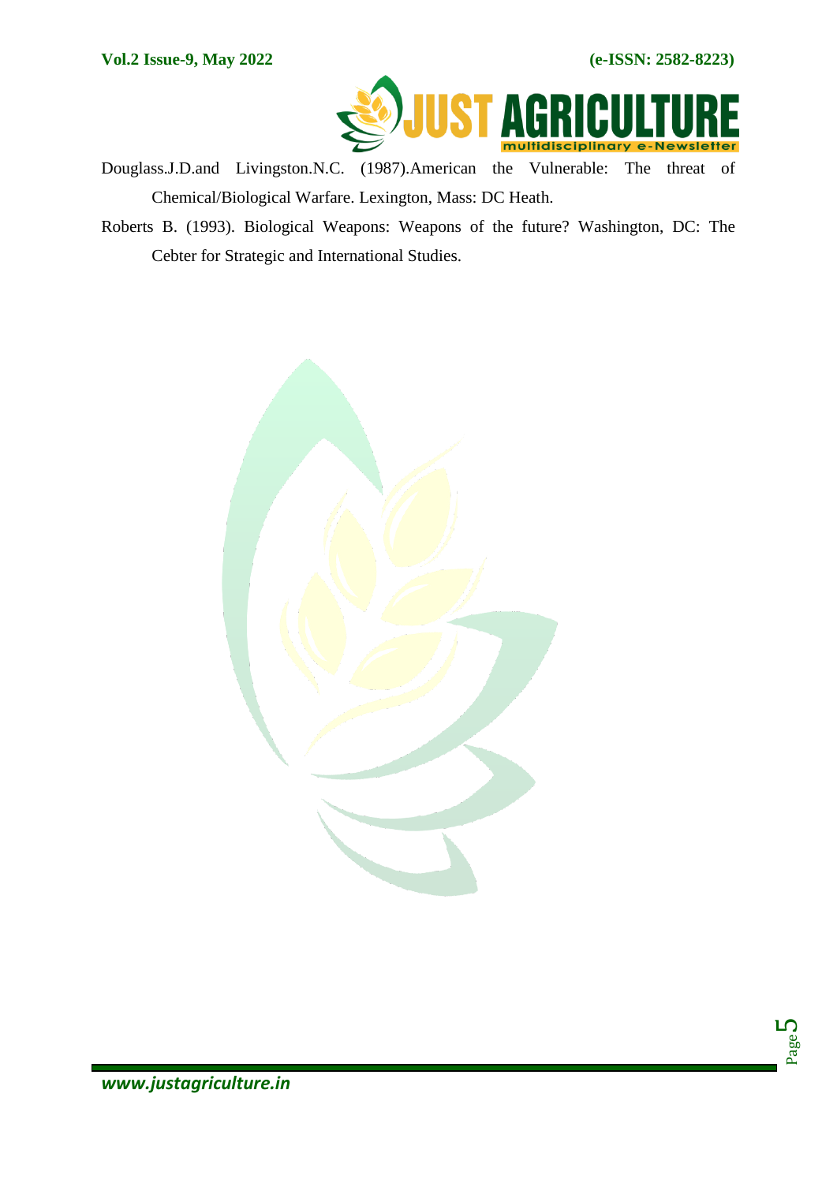Douglass.J.D.and Livingston.N.C. (1987).American the Vulnerable: The threat of Chemical/Biological Warfare. Lexington, Mass: DC Heath.

Roberts B. (1993). Biological Weapons: Weapons of the future? Washington, DC: The Cebter for Strategic and International Studies.